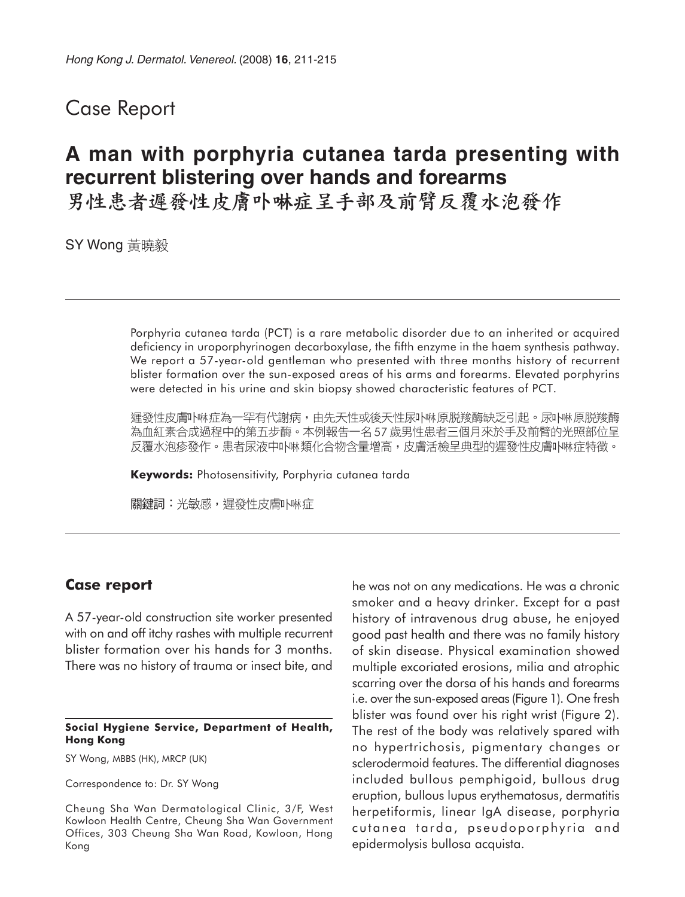Case Report

# A man with porphyria cutanea tarda presenting with recurrent blistering over hands and forearms
# 男性患者遲發性皮膚卟啉症呈手部及前臂反覆水泡發作

SY Wong 黃曉毅

Porphyria cutanea tarda (PCT) is a rare metabolic disorder due to an inherited or acquired deficiency in uroporphyrinogen decarboxylase, the fifth enzyme in the haem synthesis pathway. We report a 57-year-old gentleman who presented with three months history of recurrent blister formation over the sun-exposed areas of his arms and forearms. Elevated porphyrins were detected in his urine and skin biopsy showed characteristic features of PCT.

遲發性皮膚卟啉症為一罕有代謝病，由先天性或後天性尿卟啉原脫羧酶缺乏引起。尿卟啉原脫羧酶為血紅素合成過程中的第五步酶。本例報告一名57歲男性患者三個月來於手及前臂的光照部位呈反覆水泡疹發作。患者尿液中卟啉類化合物含量增高，皮膚活檢呈典型的遲發性皮膚卟啉症特徵。

**Keywords:** Photosensitivity, Porphyria cutanea tarda

**關鍵詞**：光敏感，遲發性皮膚卟啉症

## Case report

A 57-year-old construction site worker presented with on and off itchy rashes with multiple recurrent blister formation over his hands for 3 months. There was no history of trauma or insect bite, and he was not on any medications. He was a chronic smoker and a heavy drinker. Except for a past history of intravenous drug abuse, he enjoyed good past health and there was no family history of skin disease. Physical examination showed multiple excoriated erosions, milia and atrophic scarring over the dorsa of his hands and forearms i.e. over the sun-exposed areas (Figure 1). One fresh blister was found over his right wrist (Figure 2). The rest of the body was relatively spared with no hypertrichosis, pigmentary changes or sclerodermoid features. The differential diagnoses included bullous pemphigoid, bullous drug eruption, bullous lupus erythematosus, dermatitis herpetiformis, linear IgA disease, porphyria cutanea tarda, pseudoporphyria and epidermolysis bullosa acquista.

**Social Hygiene Service, Department of Health, Hong Kong**

SY Wong, MBBS (HK), MRCP (UK)

Correspondence to: Dr. SY Wong

Cheung Sha Wan Dermatological Clinic, 3/F, West Kowloon Health Centre, Cheung Sha Wan Government Offices, 303 Cheung Sha Wan Road, Kowloon, Hong Kong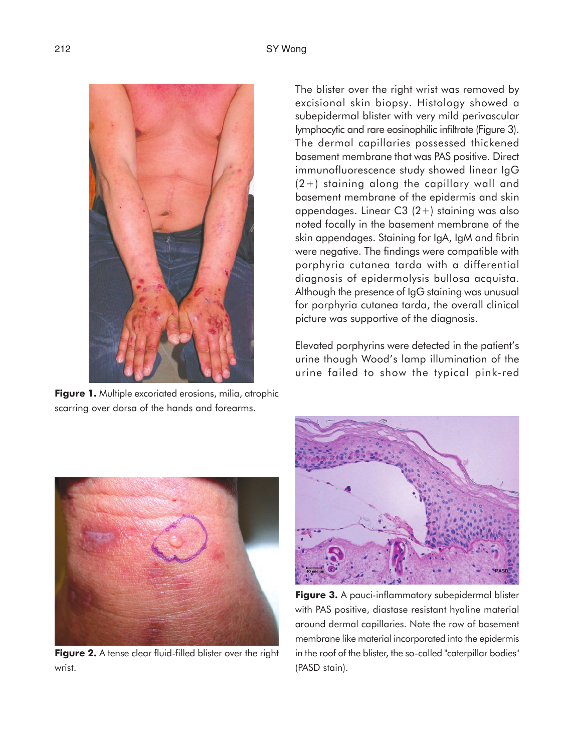The blister over the right wrist was removed by excisional skin biopsy. Histology showed a subepidermal blister with very mild perivascular lymphocytic and rare eosinophilic infiltrate (Figure 3). The dermal capillaries possessed thickened basement membrane that was PAS positive. Direct immunofluorescence study showed linear IgG (2+) staining along the capillary wall and basement membrane of the epidermis and skin appendages. Linear C3 (2+) staining was also noted focally in the basement membrane of the skin appendages. Staining for IgA, IgM and fibrin were negative. The findings were compatible with porphyria cutanea tarda with a differential diagnosis of epidermolysis bullosa acquista. Although the presence of IgG staining was unusual for porphyria cutanea tarda, the overall clinical picture was supportive of the diagnosis.

Elevated porphyrins were detected in the patient's urine though Wood's lamp illumination of the urine failed to show the typical pink-red

**Figure 1.** Multiple excoriated erosions, milia, atrophic scarring over dorsa of the hands and forearms.

**Figure 2.** A tense clear fluid-filled blister over the right wrist.

**Figure 3.** A pauci-inflammatory subepidermal blister with PAS positive, diastase resistant hyaline material around dermal capillaries. Note the row of basement membrane like material incorporated into the epidermis in the roof of the blister, the so-called "caterpillar bodies" (PASD stain).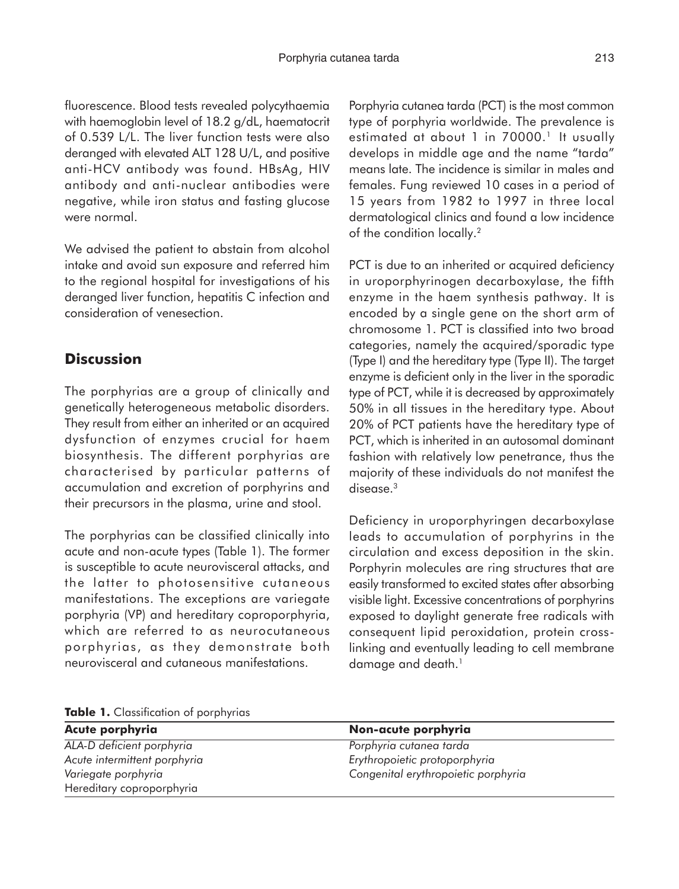fluorescence. Blood tests revealed polycythaemia with haemoglobin level of 18.2 g/dL, haematocrit of 0.539 L/L. The liver function tests were also deranged with elevated ALT 128 U/L, and positive anti-HCV antibody was found. HBsAg, HIV antibody and anti-nuclear antibodies were negative, while iron status and fasting glucose were normal.

We advised the patient to abstain from alcohol intake and avoid sun exposure and referred him to the regional hospital for investigations of his deranged liver function, hepatitis C infection and consideration of venesection.

## Discussion

The porphyrias are a group of clinically and genetically heterogeneous metabolic disorders. They result from either an inherited or an acquired dysfunction of enzymes crucial for haem biosynthesis. The different porphyrias are characterised by particular patterns of accumulation and excretion of porphyrins and their precursors in the plasma, urine and stool.

The porphyrias can be classified clinically into acute and non-acute types (Table 1). The former is susceptible to acute neurovisceral attacks, and the latter to photosensitive cutaneous manifestations. The exceptions are variegate porphyria (VP) and hereditary coproporphyria, which are referred to as neurocutaneous porphyrias, as they demonstrate both neurovisceral and cutaneous manifestations.

Porphyria cutanea tarda (PCT) is the most common type of porphyria worldwide. The prevalence is estimated at about 1 in 70000.[1] It usually develops in middle age and the name "tarda" means late. The incidence is similar in males and females. Fung reviewed 10 cases in a period of 15 years from 1982 to 1997 in three local dermatological clinics and found a low incidence of the condition locally.[2]

PCT is due to an inherited or acquired deficiency in uroporphyrinogen decarboxylase, the fifth enzyme in the haem synthesis pathway. It is encoded by a single gene on the short arm of chromosome 1. PCT is classified into two broad categories, namely the acquired/sporadic type (Type I) and the hereditary type (Type II). The target enzyme is deficient only in the liver in the sporadic type of PCT, while it is decreased by approximately 50% in all tissues in the hereditary type. About 20% of PCT patients have the hereditary type of PCT, which is inherited in an autosomal dominant fashion with relatively low penetrance, thus the majority of these individuals do not manifest the disease.[3]

Deficiency in uroporphyringen decarboxylase leads to accumulation of porphyrins in the circulation and excess deposition in the skin. Porphyrin molecules are ring structures that are easily transformed to excited states after absorbing visible light. Excessive concentrations of porphyrins exposed to daylight generate free radicals with consequent lipid peroxidation, protein cross-linking and eventually leading to cell membrane damage and death.[1]

**Table 1.** Classification of porphyrias

| Acute porphyria | Non-acute porphyria |
|---|---|
| *ALA-D deficient porphyria* | *Porphyria cutanea tarda* |
| *Acute intermittent porphyria* | *Erythropoietic protoporphyria* |
| *Variegate porphyria* | *Congenital erythropoietic porphyria* |
| Hereditary coproporphyria | |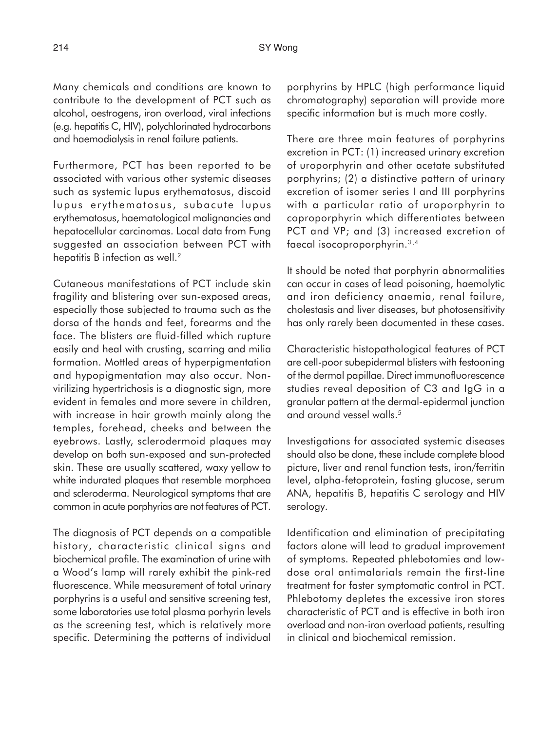Many chemicals and conditions are known to contribute to the development of PCT such as alcohol, oestrogens, iron overload, viral infections (e.g. hepatitis C, HIV), polychlorinated hydrocarbons and haemodialysis in renal failure patients.

Furthermore, PCT has been reported to be associated with various other systemic diseases such as systemic lupus erythematosus, discoid lupus erythematosus, subacute lupus erythematosus, haematological malignancies and hepatocellular carcinomas. Local data from Fung suggested an association between PCT with hepatitis B infection as well.[2]

Cutaneous manifestations of PCT include skin fragility and blistering over sun-exposed areas, especially those subjected to trauma such as the dorsa of the hands and feet, forearms and the face. The blisters are fluid-filled which rupture easily and heal with crusting, scarring and milia formation. Mottled areas of hyperpigmentation and hypopigmentation may also occur. Non-virilizing hypertrichosis is a diagnostic sign, more evident in females and more severe in children, with increase in hair growth mainly along the temples, forehead, cheeks and between the eyebrows. Lastly, sclerodermoid plaques may develop on both sun-exposed and sun-protected skin. These are usually scattered, waxy yellow to white indurated plaques that resemble morphoea and scleroderma. Neurological symptoms that are common in acute porphyrias are not features of PCT.

The diagnosis of PCT depends on a compatible history, characteristic clinical signs and biochemical profile. The examination of urine with a Wood's lamp will rarely exhibit the pink-red fluorescence. While measurement of total urinary porphyrins is a useful and sensitive screening test, some laboratories use total plasma porhyrin levels as the screening test, which is relatively more specific. Determining the patterns of individual porphyrins by HPLC (high performance liquid chromatography) separation will provide more specific information but is much more costly.

There are three main features of porphyrins excretion in PCT: (1) increased urinary excretion of uroporphyrin and other acetate substituted porphyrins; (2) a distinctive pattern of urinary excretion of isomer series I and III porphyrins with a particular ratio of uroporphyrin to coproporphyrin which differentiates between PCT and VP; and (3) increased excretion of faecal isocoproporphyrin.[3,4]

It should be noted that porphyrin abnormalities can occur in cases of lead poisoning, haemolytic and iron deficiency anaemia, renal failure, cholestasis and liver diseases, but photosensitivity has only rarely been documented in these cases.

Characteristic histopathological features of PCT are cell-poor subepidermal blisters with festooning of the dermal papillae. Direct immunofluorescence studies reveal deposition of C3 and IgG in a granular pattern at the dermal-epidermal junction and around vessel walls.[5]

Investigations for associated systemic diseases should also be done, these include complete blood picture, liver and renal function tests, iron/ferritin level, alpha-fetoprotein, fasting glucose, serum ANA, hepatitis B, hepatitis C serology and HIV serology.

Identification and elimination of precipitating factors alone will lead to gradual improvement of symptoms. Repeated phlebotomies and low-dose oral antimalarials remain the first-line treatment for faster symptomatic control in PCT. Phlebotomy depletes the excessive iron stores characteristic of PCT and is effective in both iron overload and non-iron overload patients, resulting in clinical and biochemical remission.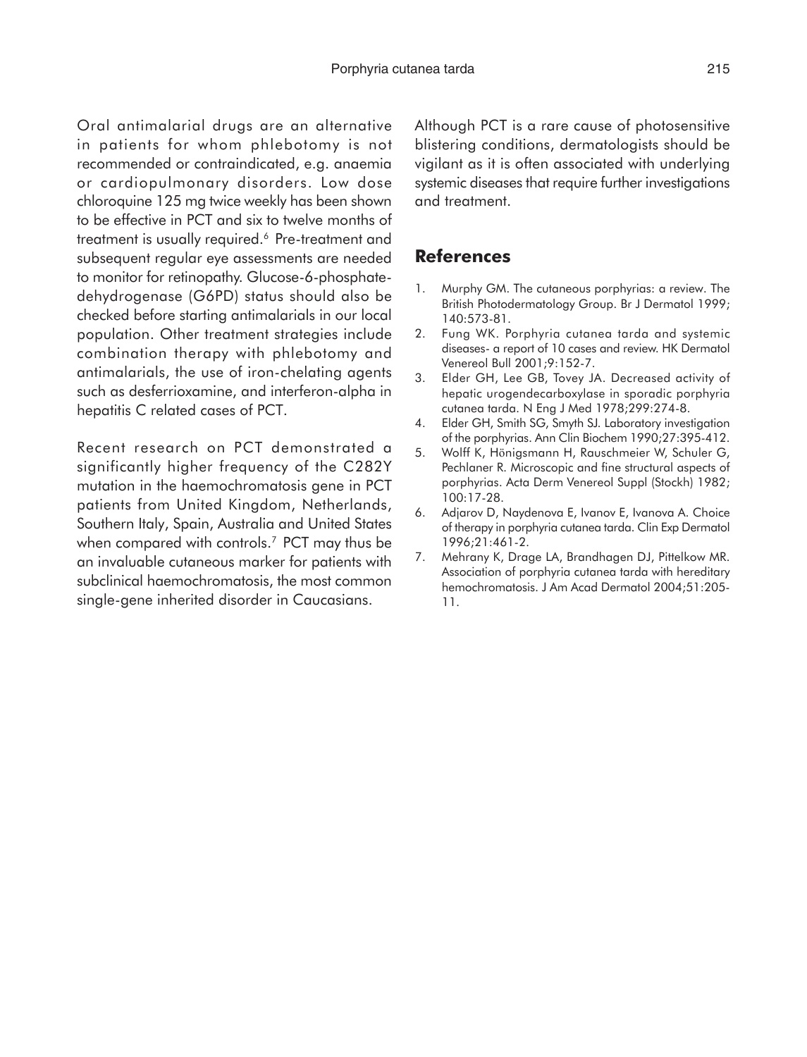Oral antimalarial drugs are an alternative in patients for whom phlebotomy is not recommended or contraindicated, e.g. anaemia or cardiopulmonary disorders. Low dose chloroquine 125 mg twice weekly has been shown to be effective in PCT and six to twelve months of treatment is usually required.[6] Pre-treatment and subsequent regular eye assessments are needed to monitor for retinopathy. Glucose-6-phosphate-dehydrogenase (G6PD) status should also be checked before starting antimalarials in our local population. Other treatment strategies include combination therapy with phlebotomy and antimalarials, the use of iron-chelating agents such as desferrioxamine, and interferon-alpha in hepatitis C related cases of PCT.

Recent research on PCT demonstrated a significantly higher frequency of the C282Y mutation in the haemochromatosis gene in PCT patients from United Kingdom, Netherlands, Southern Italy, Spain, Australia and United States when compared with controls.[7] PCT may thus be an invaluable cutaneous marker for patients with subclinical haemochromatosis, the most common single-gene inherited disorder in Caucasians.

Although PCT is a rare cause of photosensitive blistering conditions, dermatologists should be vigilant as it is often associated with underlying systemic diseases that require further investigations and treatment.

## References

1. Murphy GM. The cutaneous porphyrias: a review. The British Photodermatology Group. Br J Dermatol 1999; 140:573-81.
2. Fung WK. Porphyria cutanea tarda and systemic diseases- a report of 10 cases and review. HK Dermatol Venereol Bull 2001;9:152-7.
3. Elder GH, Lee GB, Tovey JA. Decreased activity of hepatic urogendecarboxylase in sporadic porphyria cutanea tarda. N Eng J Med 1978;299:274-8.
4. Elder GH, Smith SG, Smyth SJ. Laboratory investigation of the porphyrias. Ann Clin Biochem 1990;27:395-412.
5. Wolff K, Hönigsmann H, Rauschmeier W, Schuler G, Pechlaner R. Microscopic and fine structural aspects of porphyrias. Acta Derm Venereol Suppl (Stockh) 1982; 100:17-28.
6. Adjarov D, Naydenova E, Ivanov E, Ivanova A. Choice of therapy in porphyria cutanea tarda. Clin Exp Dermatol 1996;21:461-2.
7. Mehrany K, Drage LA, Brandhagen DJ, Pittelkow MR. Association of porphyria cutanea tarda with hereditary hemochromatosis. J Am Acad Dermatol 2004;51:205-11.